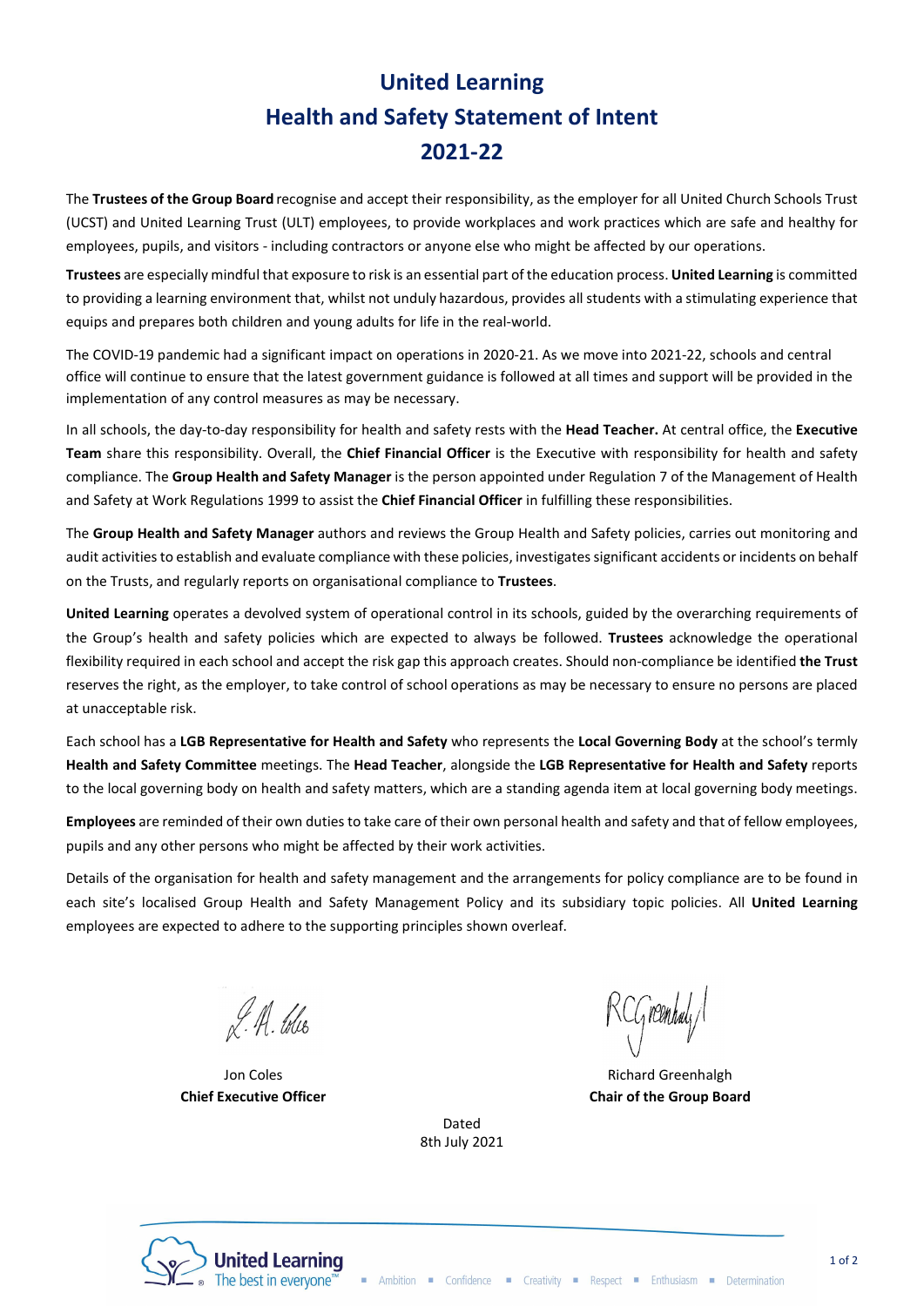# United Learning
# Health and Safety Statement of Intent
# 2021-22

The **Trustees of the Group Board** recognise and accept their responsibility, as the employer for all United Church Schools Trust (UCST) and United Learning Trust (ULT) employees, to provide workplaces and work practices which are safe and healthy for employees, pupils, and visitors - including contractors or anyone else who might be affected by our operations.

**Trustees** are especially mindful that exposure to risk is an essential part of the education process. **United Learning** is committed to providing a learning environment that, whilst not unduly hazardous, provides all students with a stimulating experience that equips and prepares both children and young adults for life in the real-world.

The COVID-19 pandemic had a significant impact on operations in 2020-21. As we move into 2021-22, schools and central office will continue to ensure that the latest government guidance is followed at all times and support will be provided in the implementation of any control measures as may be necessary.

In all schools, the day-to-day responsibility for health and safety rests with the **Head Teacher.** At central office, the **Executive Team** share this responsibility. Overall, the **Chief Financial Officer** is the Executive with responsibility for health and safety compliance. The **Group Health and Safety Manager** is the person appointed under Regulation 7 of the Management of Health and Safety at Work Regulations 1999 to assist the **Chief Financial Officer** in fulfilling these responsibilities.

The **Group Health and Safety Manager** authors and reviews the Group Health and Safety policies, carries out monitoring and audit activities to establish and evaluate compliance with these policies, investigates significant accidents or incidents on behalf on the Trusts, and regularly reports on organisational compliance to **Trustees**.

**United Learning** operates a devolved system of operational control in its schools, guided by the overarching requirements of the Group's health and safety policies which are expected to always be followed. **Trustees** acknowledge the operational flexibility required in each school and accept the risk gap this approach creates. Should non-compliance be identified **the Trust** reserves the right, as the employer, to take control of school operations as may be necessary to ensure no persons are placed at unacceptable risk.

Each school has a **LGB Representative for Health and Safety** who represents the **Local Governing Body** at the school's termly **Health and Safety Committee** meetings. The **Head Teacher**, alongside the **LGB Representative for Health and Safety** reports to the local governing body on health and safety matters, which are a standing agenda item at local governing body meetings.

**Employees** are reminded of their own duties to take care of their own personal health and safety and that of fellow employees, pupils and any other persons who might be affected by their work activities.

Details of the organisation for health and safety management and the arrangements for policy compliance are to be found in each site's localised Group Health and Safety Management Policy and its subsidiary topic policies. All **United Learning** employees are expected to adhere to the supporting principles shown overleaf.

Jon Coles
**Chief Executive Officer**

Richard Greenhalgh
**Chair of the Group Board**

Dated
8th July 2021

United Learning — The best in everyone™

Ambition ▪ Confidence ▪ Creativity ▪ Respect ▪ Enthusiasm ▪ Determination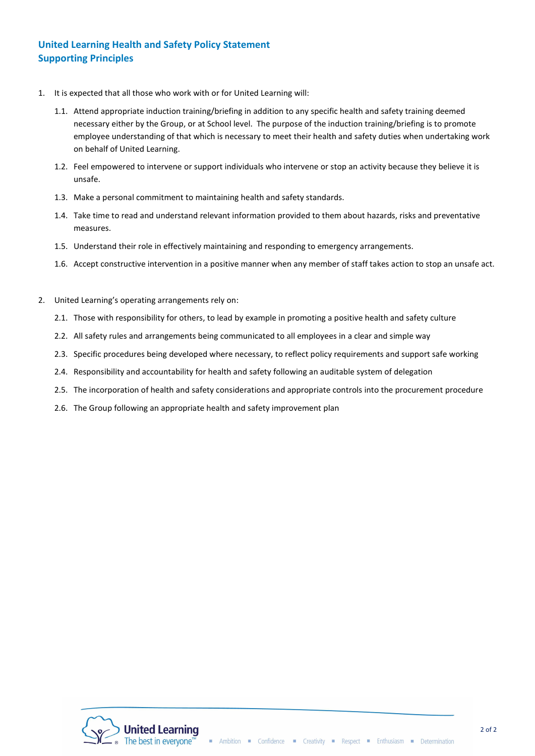## United Learning Health and Safety Policy Statement
## Supporting Principles

1. It is expected that all those who work with or for United Learning will:
   1.1. Attend appropriate induction training/briefing in addition to any specific health and safety training deemed necessary either by the Group, or at School level. The purpose of the induction training/briefing is to promote employee understanding of that which is necessary to meet their health and safety duties when undertaking work on behalf of United Learning.
   1.2. Feel empowered to intervene or support individuals who intervene or stop an activity because they believe it is unsafe.
   1.3. Make a personal commitment to maintaining health and safety standards.
   1.4. Take time to read and understand relevant information provided to them about hazards, risks and preventative measures.
   1.5. Understand their role in effectively maintaining and responding to emergency arrangements.
   1.6. Accept constructive intervention in a positive manner when any member of staff takes action to stop an unsafe act.

2. United Learning's operating arrangements rely on:
   2.1. Those with responsibility for others, to lead by example in promoting a positive health and safety culture
   2.2. All safety rules and arrangements being communicated to all employees in a clear and simple way
   2.3. Specific procedures being developed where necessary, to reflect policy requirements and support safe working
   2.4. Responsibility and accountability for health and safety following an auditable system of delegation
   2.5. The incorporation of health and safety considerations and appropriate controls into the procurement procedure
   2.6. The Group following an appropriate health and safety improvement plan